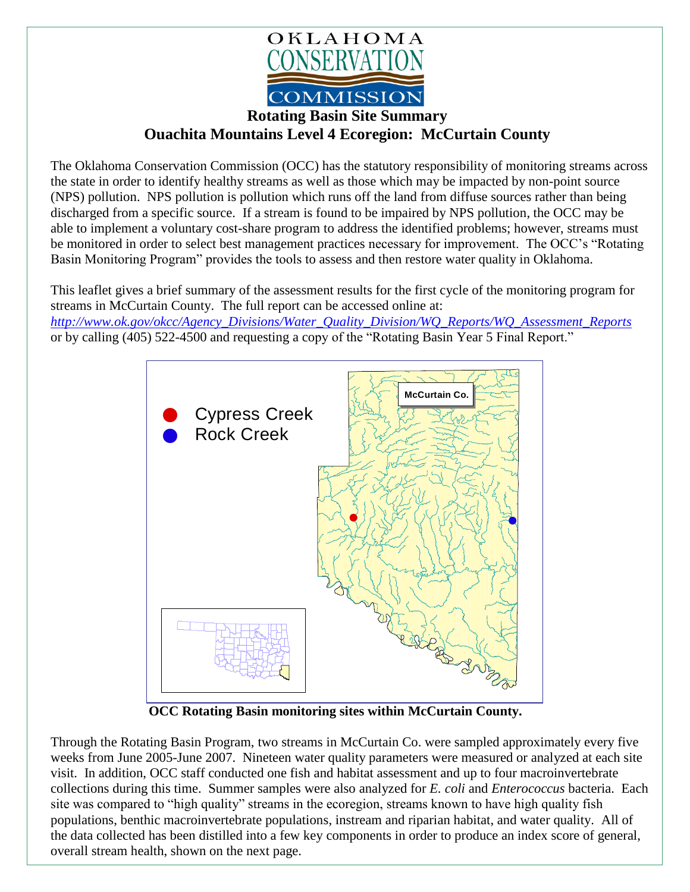OKLAHOMA CONSERVATION COMMISSION

# Rotating Basin Site Summary
## Ouachita Mountains Level 4 Ecoregion: McCurtain County

The Oklahoma Conservation Commission (OCC) has the statutory responsibility of monitoring streams across the state in order to identify healthy streams as well as those which may be impacted by non-point source (NPS) pollution. NPS pollution is pollution which runs off the land from diffuse sources rather than being discharged from a specific source. If a stream is found to be impaired by NPS pollution, the OCC may be able to implement a voluntary cost-share program to address the identified problems; however, streams must be monitored in order to select best management practices necessary for improvement. The OCC's "Rotating Basin Monitoring Program" provides the tools to assess and then restore water quality in Oklahoma.

This leaflet gives a brief summary of the assessment results for the first cycle of the monitoring program for streams in McCurtain County. The full report can be accessed online at: *http://www.ok.gov/okcc/Agency_Divisions/Water_Quality_Division/WQ_Reports/WQ_Assessment_Reports* or by calling (405) 522-4500 and requesting a copy of the "Rotating Basin Year 5 Final Report."

**OCC Rotating Basin monitoring sites within McCurtain County.**

Through the Rotating Basin Program, two streams in McCurtain Co. were sampled approximately every five weeks from June 2005-June 2007. Nineteen water quality parameters were measured or analyzed at each site visit. In addition, OCC staff conducted one fish and habitat assessment and up to four macroinvertebrate collections during this time. Summer samples were also analyzed for *E. coli* and *Enterococcus* bacteria. Each site was compared to "high quality" streams in the ecoregion, streams known to have high quality fish populations, benthic macroinvertebrate populations, instream and riparian habitat, and water quality. All of the data collected has been distilled into a few key components in order to produce an index score of general, overall stream health, shown on the next page.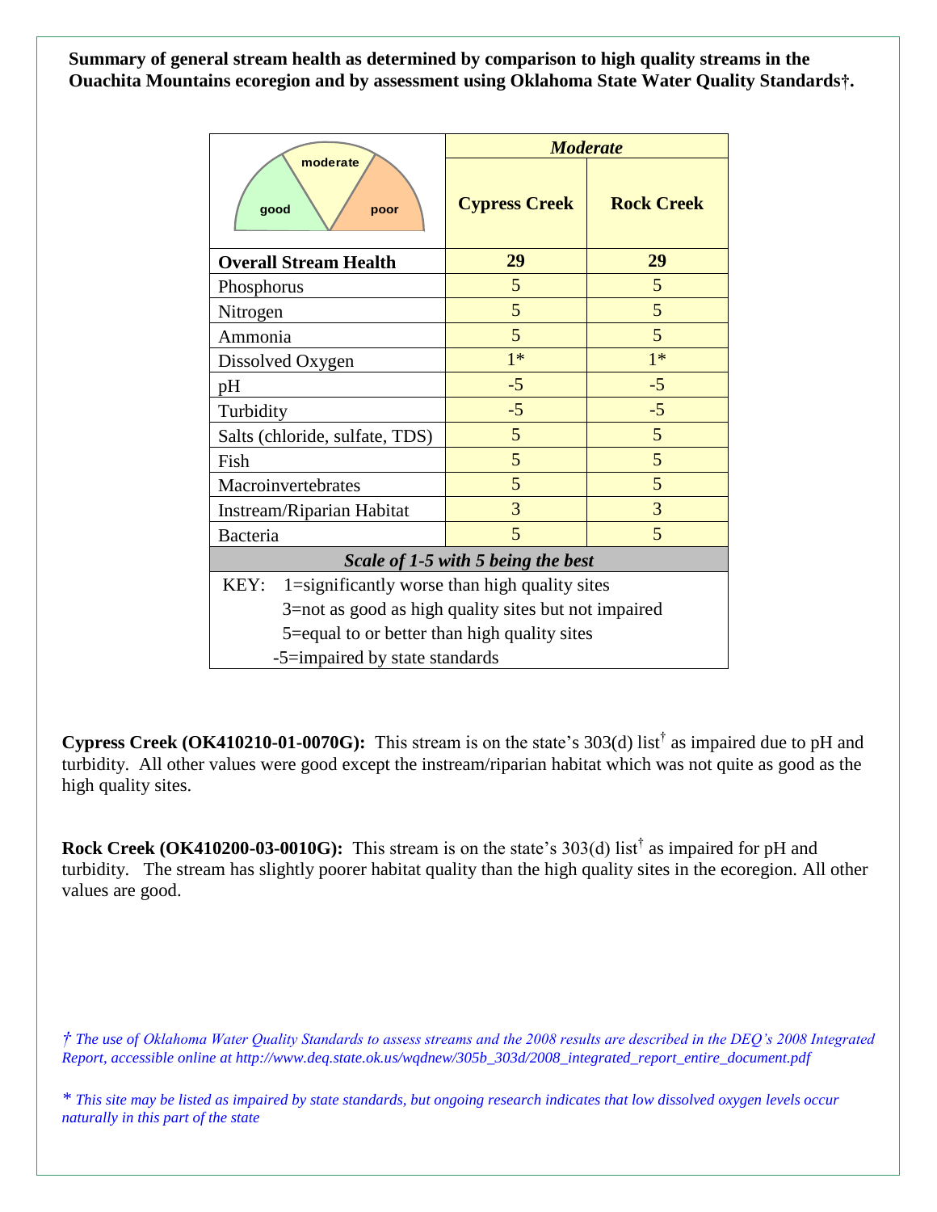**Summary of general stream health as determined by comparison to high quality streams in the Ouachita Mountains ecoregion and by assessment using Oklahoma State Water Quality Standards†.**

| good / moderate / poor | *Moderate* | |
|---|---|---|
| | **Cypress Creek** | **Rock Creek** |
| **Overall Stream Health** | **29** | **29** |
| Phosphorus | 5 | 5 |
| Nitrogen | 5 | 5 |
| Ammonia | 5 | 5 |
| Dissolved Oxygen | 1* | 1* |
| pH | -5 | -5 |
| Turbidity | -5 | -5 |
| Salts (chloride, sulfate, TDS) | 5 | 5 |
| Fish | 5 | 5 |
| Macroinvertebrates | 5 | 5 |
| Instream/Riparian Habitat | 3 | 3 |
| Bacteria | 5 | 5 |
| ***Scale of 1-5 with 5 being the best*** | | |

KEY:
- 1=significantly worse than high quality sites
- 3=not as good as high quality sites but not impaired
- 5=equal to or better than high quality sites
- -5=impaired by state standards

**Cypress Creek (OK410210-01-0070G):** This stream is on the state's 303(d) list† as impaired due to pH and turbidity. All other values were good except the instream/riparian habitat which was not quite as good as the high quality sites.

**Rock Creek (OK410200-03-0010G):** This stream is on the state's 303(d) list† as impaired for pH and turbidity. The stream has slightly poorer habitat quality than the high quality sites in the ecoregion. All other values are good.

*† The use of Oklahoma Water Quality Standards to assess streams and the 2008 results are described in the DEQ's 2008 Integrated Report, accessible online at http://www.deq.state.ok.us/wqdnew/305b_303d/2008_integrated_report_entire_document.pdf*

*\* This site may be listed as impaired by state standards, but ongoing research indicates that low dissolved oxygen levels occur naturally in this part of the state*